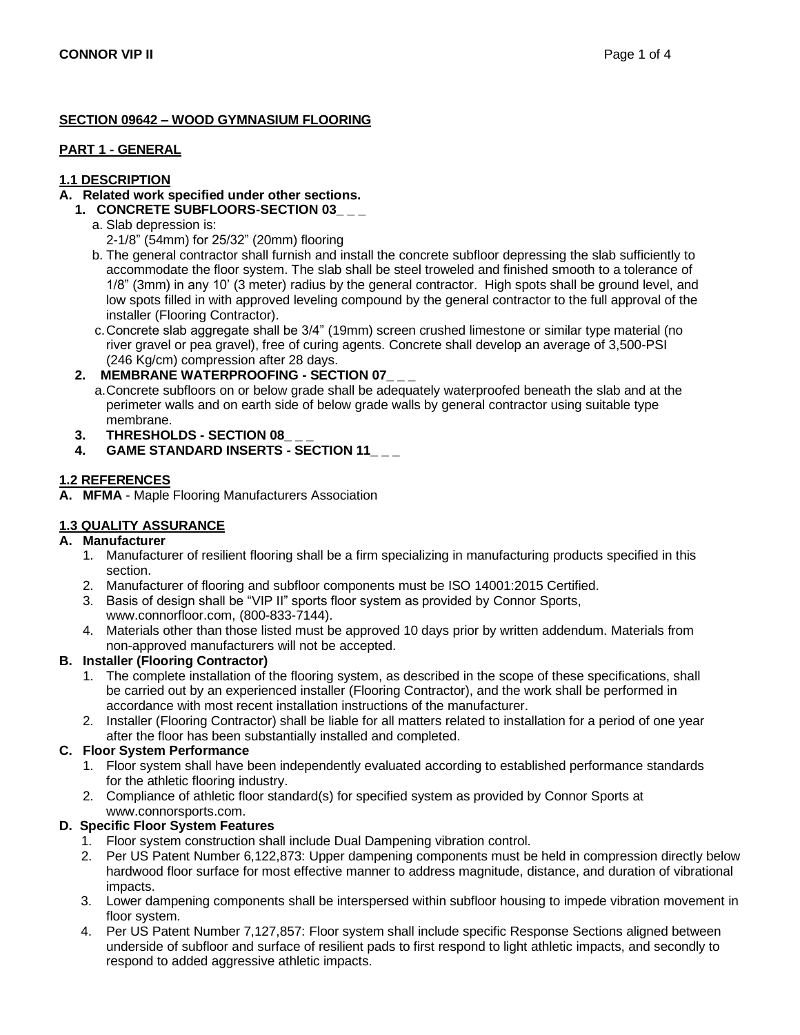## SECTION 09642 – WOOD GYMNASIUM FLOORING

### PART 1 - GENERAL

#### 1.1 DESCRIPTION

**A. Related work specified under other sections.**

1. **CONCRETE SUBFLOORS-SECTION 03_ _ _**
   a. Slab depression is:
      2-1/8" (54mm) for 25/32" (20mm) flooring
   b. The general contractor shall furnish and install the concrete subfloor depressing the slab sufficiently to accommodate the floor system. The slab shall be steel troweled and finished smooth to a tolerance of 1/8" (3mm) in any 10' (3 meter) radius by the general contractor. High spots shall be ground level, and low spots filled in with approved leveling compound by the general contractor to the full approval of the installer (Flooring Contractor).
   c. Concrete slab aggregate shall be 3/4" (19mm) screen crushed limestone or similar type material (no river gravel or pea gravel), free of curing agents. Concrete shall develop an average of 3,500-PSI (246 Kg/cm) compression after 28 days.
2. **MEMBRANE WATERPROOFING - SECTION 07_ _ _**
   a. Concrete subfloors on or below grade shall be adequately waterproofed beneath the slab and at the perimeter walls and on earth side of below grade walls by general contractor using suitable type membrane.
3. **THRESHOLDS - SECTION 08_ _ _**
4. **GAME STANDARD INSERTS - SECTION 11_ _ _**

#### 1.2 REFERENCES

**A. MFMA** - Maple Flooring Manufacturers Association

#### 1.3 QUALITY ASSURANCE

**A. Manufacturer**

1. Manufacturer of resilient flooring shall be a firm specializing in manufacturing products specified in this section.
2. Manufacturer of flooring and subfloor components must be ISO 14001:2015 Certified.
3. Basis of design shall be "VIP II" sports floor system as provided by Connor Sports, www.connorfloor.com, (800-833-7144).
4. Materials other than those listed must be approved 10 days prior by written addendum. Materials from non-approved manufacturers will not be accepted.

**B. Installer (Flooring Contractor)**

1. The complete installation of the flooring system, as described in the scope of these specifications, shall be carried out by an experienced installer (Flooring Contractor), and the work shall be performed in accordance with most recent installation instructions of the manufacturer.
2. Installer (Flooring Contractor) shall be liable for all matters related to installation for a period of one year after the floor has been substantially installed and completed.

**C. Floor System Performance**

1. Floor system shall have been independently evaluated according to established performance standards for the athletic flooring industry.
2. Compliance of athletic floor standard(s) for specified system as provided by Connor Sports at www.connorsports.com.

**D. Specific Floor System Features**

1. Floor system construction shall include Dual Dampening vibration control.
2. Per US Patent Number 6,122,873: Upper dampening components must be held in compression directly below hardwood floor surface for most effective manner to address magnitude, distance, and duration of vibrational impacts.
3. Lower dampening components shall be interspersed within subfloor housing to impede vibration movement in floor system.
4. Per US Patent Number 7,127,857: Floor system shall include specific Response Sections aligned between underside of subfloor and surface of resilient pads to first respond to light athletic impacts, and secondly to respond to added aggressive athletic impacts.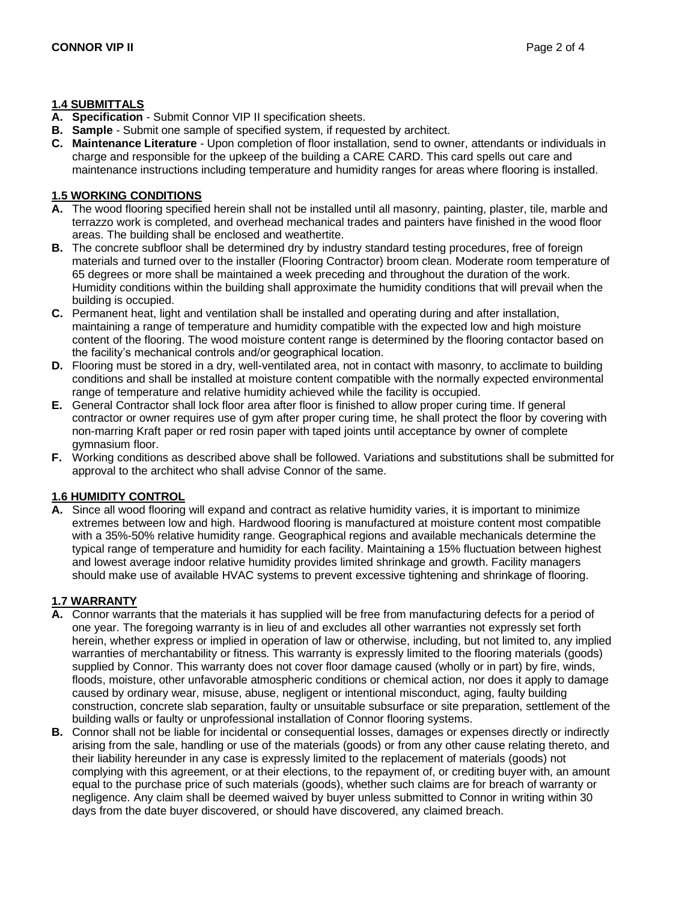## 1.4 SUBMITTALS

**A. Specification** - Submit Connor VIP II specification sheets.

**B. Sample** - Submit one sample of specified system, if requested by architect.

**C. Maintenance Literature** - Upon completion of floor installation, send to owner, attendants or individuals in charge and responsible for the upkeep of the building a CARE CARD. This card spells out care and maintenance instructions including temperature and humidity ranges for areas where flooring is installed.

## 1.5 WORKING CONDITIONS

**A.** The wood flooring specified herein shall not be installed until all masonry, painting, plaster, tile, marble and terrazzo work is completed, and overhead mechanical trades and painters have finished in the wood floor areas. The building shall be enclosed and weathertite.

**B.** The concrete subfloor shall be determined dry by industry standard testing procedures, free of foreign materials and turned over to the installer (Flooring Contractor) broom clean. Moderate room temperature of 65 degrees or more shall be maintained a week preceding and throughout the duration of the work. Humidity conditions within the building shall approximate the humidity conditions that will prevail when the building is occupied.

**C.** Permanent heat, light and ventilation shall be installed and operating during and after installation, maintaining a range of temperature and humidity compatible with the expected low and high moisture content of the flooring. The wood moisture content range is determined by the flooring contactor based on the facility's mechanical controls and/or geographical location.

**D.** Flooring must be stored in a dry, well-ventilated area, not in contact with masonry, to acclimate to building conditions and shall be installed at moisture content compatible with the normally expected environmental range of temperature and relative humidity achieved while the facility is occupied.

**E.** General Contractor shall lock floor area after floor is finished to allow proper curing time. If general contractor or owner requires use of gym after proper curing time, he shall protect the floor by covering with non-marring Kraft paper or red rosin paper with taped joints until acceptance by owner of complete gymnasium floor.

**F.** Working conditions as described above shall be followed. Variations and substitutions shall be submitted for approval to the architect who shall advise Connor of the same.

## 1.6 HUMIDITY CONTROL

**A.** Since all wood flooring will expand and contract as relative humidity varies, it is important to minimize extremes between low and high. Hardwood flooring is manufactured at moisture content most compatible with a 35%-50% relative humidity range. Geographical regions and available mechanicals determine the typical range of temperature and humidity for each facility. Maintaining a 15% fluctuation between highest and lowest average indoor relative humidity provides limited shrinkage and growth. Facility managers should make use of available HVAC systems to prevent excessive tightening and shrinkage of flooring.

## 1.7 WARRANTY

**A.** Connor warrants that the materials it has supplied will be free from manufacturing defects for a period of one year. The foregoing warranty is in lieu of and excludes all other warranties not expressly set forth herein, whether express or implied in operation of law or otherwise, including, but not limited to, any implied warranties of merchantability or fitness. This warranty is expressly limited to the flooring materials (goods) supplied by Connor. This warranty does not cover floor damage caused (wholly or in part) by fire, winds, floods, moisture, other unfavorable atmospheric conditions or chemical action, nor does it apply to damage caused by ordinary wear, misuse, abuse, negligent or intentional misconduct, aging, faulty building construction, concrete slab separation, faulty or unsuitable subsurface or site preparation, settlement of the building walls or faulty or unprofessional installation of Connor flooring systems.

**B.** Connor shall not be liable for incidental or consequential losses, damages or expenses directly or indirectly arising from the sale, handling or use of the materials (goods) or from any other cause relating thereto, and their liability hereunder in any case is expressly limited to the replacement of materials (goods) not complying with this agreement, or at their elections, to the repayment of, or crediting buyer with, an amount equal to the purchase price of such materials (goods), whether such claims are for breach of warranty or negligence. Any claim shall be deemed waived by buyer unless submitted to Connor in writing within 30 days from the date buyer discovered, or should have discovered, any claimed breach.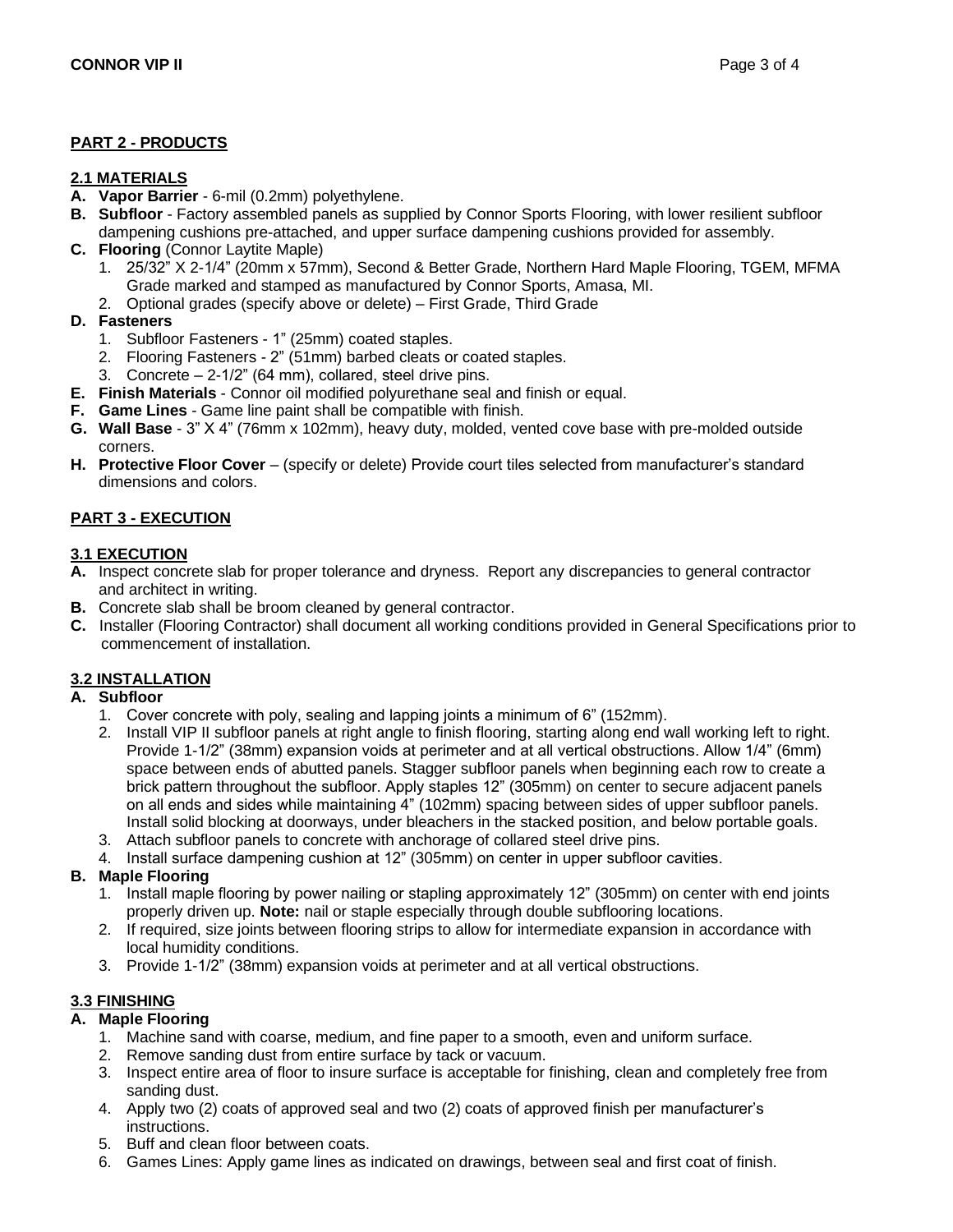## PART 2 - PRODUCTS

### 2.1 MATERIALS

- **A. Vapor Barrier** - 6-mil (0.2mm) polyethylene.
- **B. Subfloor** - Factory assembled panels as supplied by Connor Sports Flooring, with lower resilient subfloor dampening cushions pre-attached, and upper surface dampening cushions provided for assembly.
- **C. Flooring** (Connor Laytite Maple)
  1. 25/32" X 2-1/4" (20mm x 57mm), Second & Better Grade, Northern Hard Maple Flooring, TGEM, MFMA Grade marked and stamped as manufactured by Connor Sports, Amasa, MI.
  2. Optional grades (specify above or delete) – First Grade, Third Grade
- **D. Fasteners**
  1. Subfloor Fasteners - 1" (25mm) coated staples.
  2. Flooring Fasteners - 2" (51mm) barbed cleats or coated staples.
  3. Concrete – 2-1/2" (64 mm), collared, steel drive pins.
- **E. Finish Materials** - Connor oil modified polyurethane seal and finish or equal.
- **F. Game Lines** - Game line paint shall be compatible with finish.
- **G. Wall Base** - 3" X 4" (76mm x 102mm), heavy duty, molded, vented cove base with pre-molded outside corners.
- **H. Protective Floor Cover** – (specify or delete) Provide court tiles selected from manufacturer's standard dimensions and colors.

## PART 3 - EXECUTION

### 3.1 EXECUTION

- **A.** Inspect concrete slab for proper tolerance and dryness. Report any discrepancies to general contractor and architect in writing.
- **B.** Concrete slab shall be broom cleaned by general contractor.
- **C.** Installer (Flooring Contractor) shall document all working conditions provided in General Specifications prior to commencement of installation.

### 3.2 INSTALLATION

- **A. Subfloor**
  1. Cover concrete with poly, sealing and lapping joints a minimum of 6" (152mm).
  2. Install VIP II subfloor panels at right angle to finish flooring, starting along end wall working left to right. Provide 1-1/2" (38mm) expansion voids at perimeter and at all vertical obstructions. Allow 1/4" (6mm) space between ends of abutted panels. Stagger subfloor panels when beginning each row to create a brick pattern throughout the subfloor. Apply staples 12" (305mm) on center to secure adjacent panels on all ends and sides while maintaining 4" (102mm) spacing between sides of upper subfloor panels. Install solid blocking at doorways, under bleachers in the stacked position, and below portable goals.
  3. Attach subfloor panels to concrete with anchorage of collared steel drive pins.
  4. Install surface dampening cushion at 12" (305mm) on center in upper subfloor cavities.
- **B. Maple Flooring**
  1. Install maple flooring by power nailing or stapling approximately 12" (305mm) on center with end joints properly driven up. **Note:** nail or staple especially through double subflooring locations.
  2. If required, size joints between flooring strips to allow for intermediate expansion in accordance with local humidity conditions.
  3. Provide 1-1/2" (38mm) expansion voids at perimeter and at all vertical obstructions.

### 3.3 FINISHING

- **A. Maple Flooring**
  1. Machine sand with coarse, medium, and fine paper to a smooth, even and uniform surface.
  2. Remove sanding dust from entire surface by tack or vacuum.
  3. Inspect entire area of floor to insure surface is acceptable for finishing, clean and completely free from sanding dust.
  4. Apply two (2) coats of approved seal and two (2) coats of approved finish per manufacturer's instructions.
  5. Buff and clean floor between coats.
  6. Games Lines: Apply game lines as indicated on drawings, between seal and first coat of finish.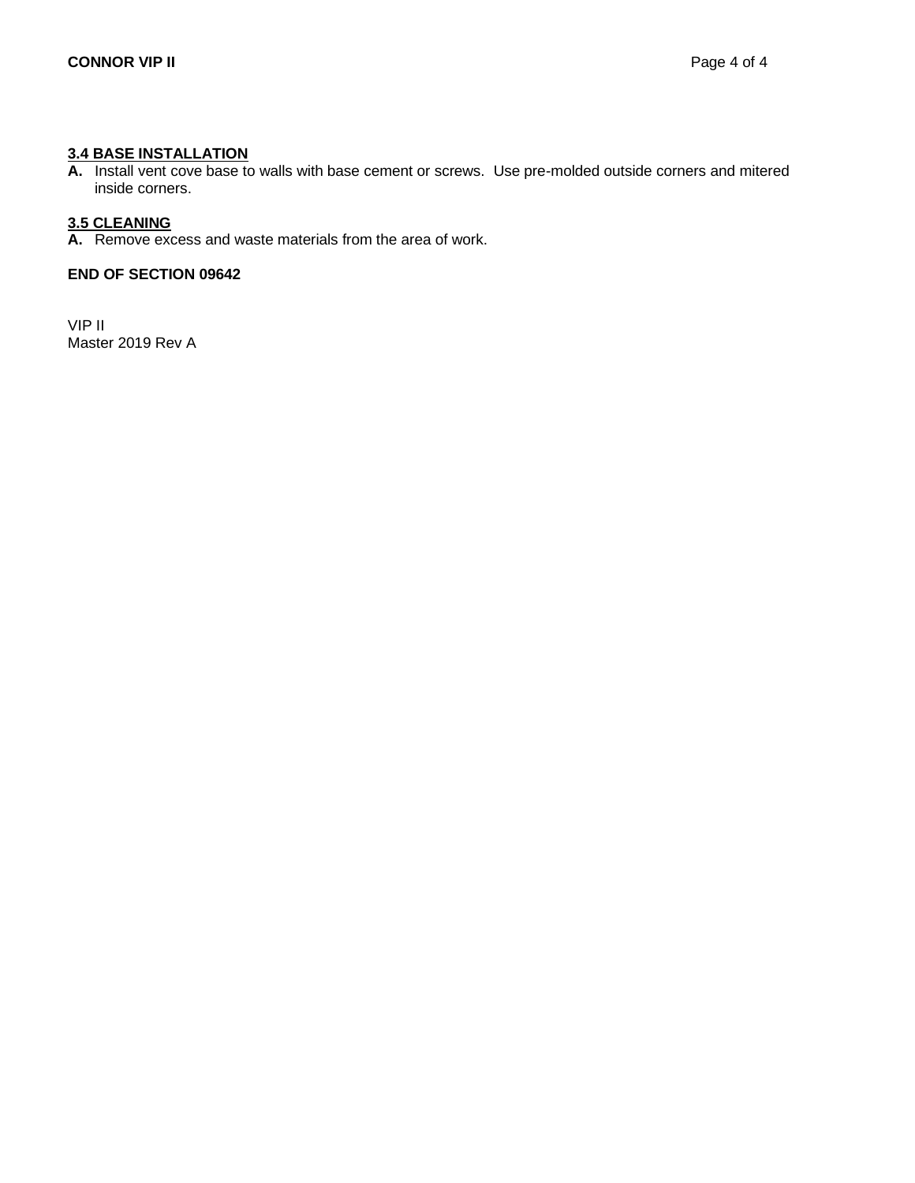**3.4 BASE INSTALLATION**

**A.** Install vent cove base to walls with base cement or screws. Use pre-molded outside corners and mitered inside corners.

**3.5 CLEANING**

**A.** Remove excess and waste materials from the area of work.

**END OF SECTION 09642**

VIP II
Master 2019 Rev A